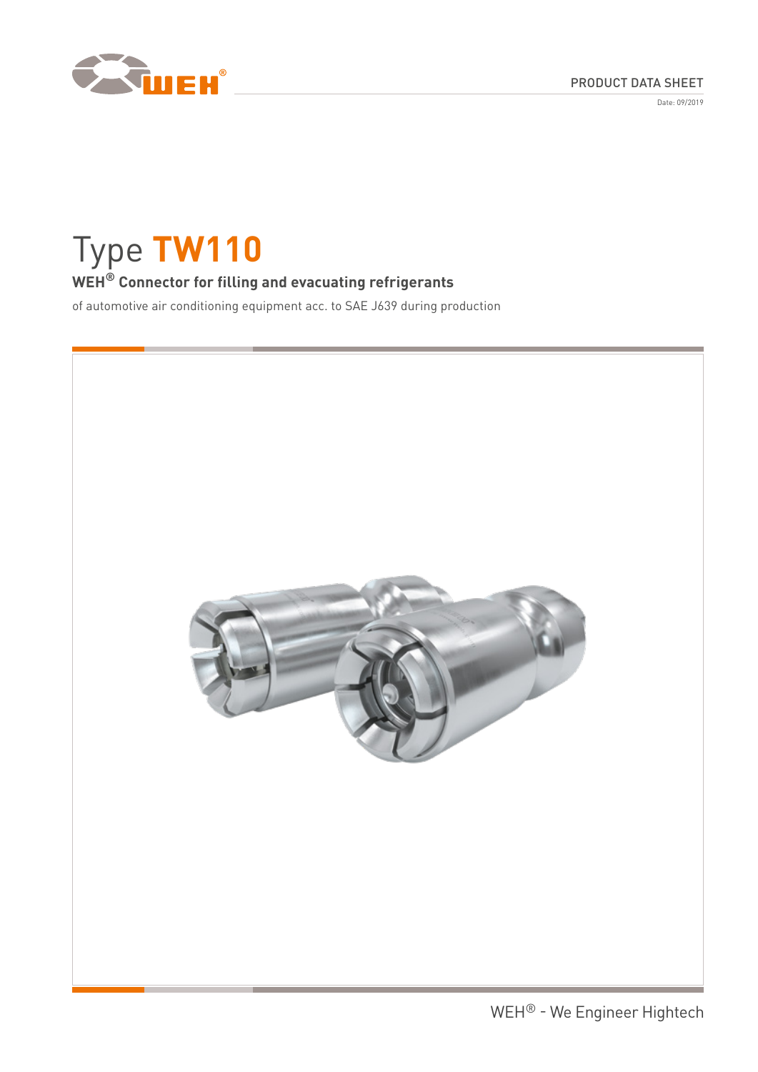PRODUCT DATA SHEET

Date: 09/2019

# Type **TW110**

**WEH® Connector for filling and evacuating refrigerants**

of automotive air conditioning equipment acc. to SAE J639 during production

WEH® - We Engineer Hightech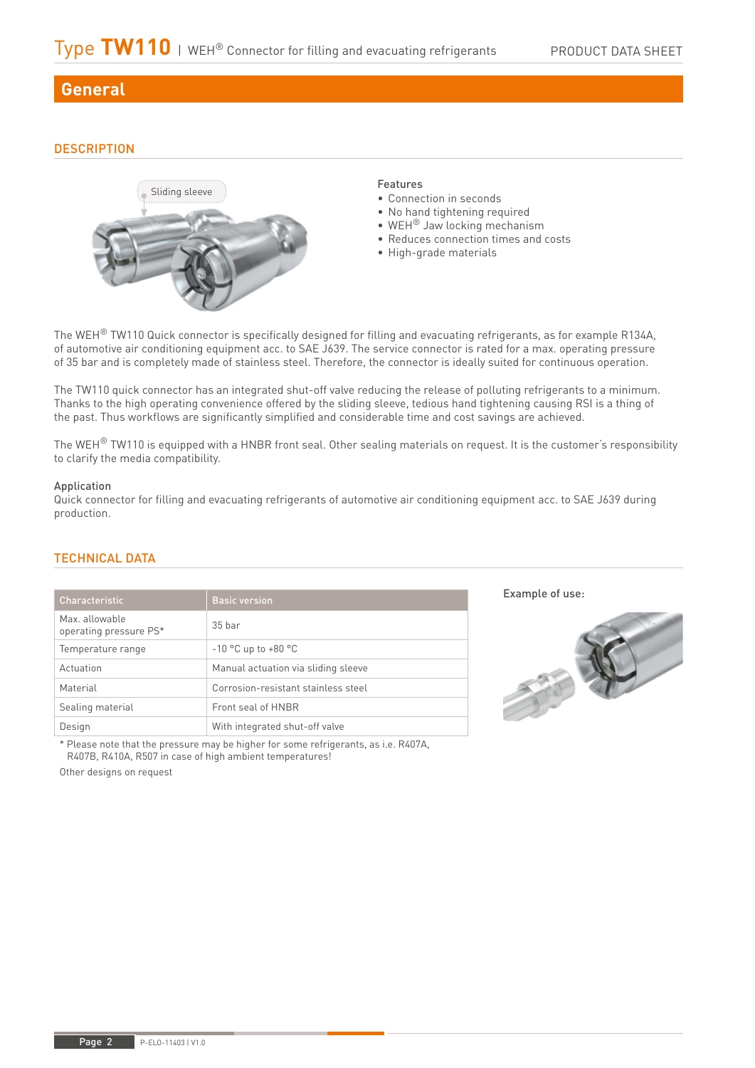## General

### DESCRIPTION

Sliding sleeve

Features
- Connection in seconds
- No hand tightening required
- WEH® Jaw locking mechanism
- Reduces connection times and costs
- High-grade materials

The WEH® TW110 Quick connector is specifically designed for filling and evacuating refrigerants, as for example R134A, of automotive air conditioning equipment acc. to SAE J639. The service connector is rated for a max. operating pressure of 35 bar and is completely made of stainless steel. Therefore, the connector is ideally suited for continuous operation.

The TW110 quick connector has an integrated shut-off valve reducing the release of polluting refrigerants to a minimum. Thanks to the high operating convenience offered by the sliding sleeve, tedious hand tightening causing RSI is a thing of the past. Thus workflows are significantly simplified and considerable time and cost savings are achieved.

The WEH® TW110 is equipped with a HNBR front seal. Other sealing materials on request. It is the customer's responsibility to clarify the media compatibility.

**Application**
Quick connector for filling and evacuating refrigerants of automotive air conditioning equipment acc. to SAE J639 during production.

### TECHNICAL DATA

| Characteristic | Basic version |
|---|---|
| Max. allowable operating pressure PS* | 35 bar |
| Temperature range | -10 °C up to +80 °C |
| Actuation | Manual actuation via sliding sleeve |
| Material | Corrosion-resistant stainless steel |
| Sealing material | Front seal of HNBR |
| Design | With integrated shut-off valve |

\* Please note that the pressure may be higher for some refrigerants, as i.e. R407A, R407B, R410A, R507 in case of high ambient temperatures!

Other designs on request

Example of use: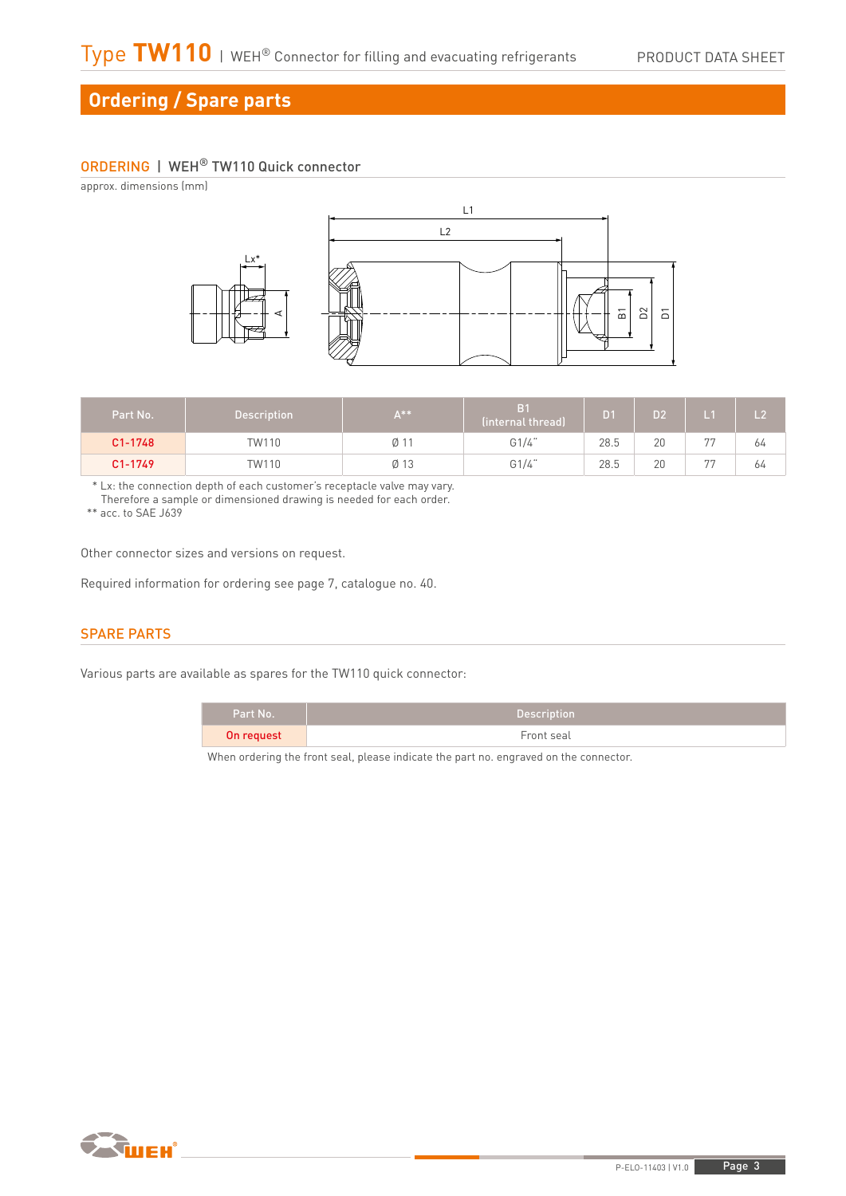## Ordering / Spare parts

### ORDERING | WEH® TW110 Quick connector

approx. dimensions (mm)

| Part No. | Description | A** | B1 (internal thread) | D1 | D2 | L1 | L2 |
|---|---|---|---|---|---|---|---|
| C1-1748 | TW110 | Ø 11 | G1/4" | 28.5 | 20 | 77 | 64 |
| C1-1749 | TW110 | Ø 13 | G1/4" | 28.5 | 20 | 77 | 64 |

\* Lx: the connection depth of each customer's receptacle valve may vary. Therefore a sample or dimensioned drawing is needed for each order.

** acc. to SAE J639

Other connector sizes and versions on request.

Required information for ordering see page 7, catalogue no. 40.

### SPARE PARTS

Various parts are available as spares for the TW110 quick connector:

| Part No. | Description |
|---|---|
| On request | Front seal |

When ordering the front seal, please indicate the part no. engraved on the connector.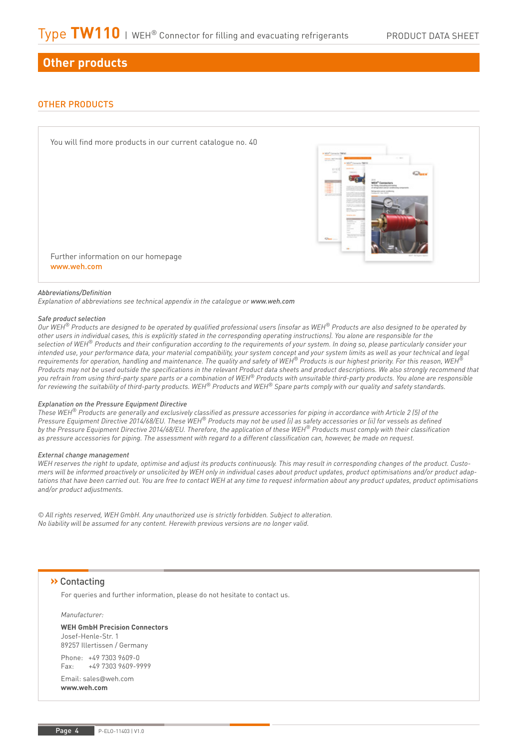# Other products

## OTHER PRODUCTS

You will find more products in our current catalogue no. 40

Further information on our homepage
www.weh.com

*Abbreviations/Definition*
*Explanation of abbreviations see technical appendix in the catalogue or* ***www.weh.com***

*Safe product selection*
*Our WEH® Products are designed to be operated by qualified professional users (insofar as WEH® Products are also designed to be operated by other users in individual cases, this is explicitly stated in the corresponding operating instructions). You alone are responsible for the selection of WEH® Products and their configuration according to the requirements of your system. In doing so, please particularly consider your intended use, your performance data, your material compatibility, your system concept and your system limits as well as your technical and legal requirements for operation, handling and maintenance. The quality and safety of WEH® Products is our highest priority. For this reason, WEH® Products may not be used outside the specifications in the relevant Product data sheets and product descriptions. We also strongly recommend that you refrain from using third-party spare parts or a combination of WEH® Products with unsuitable third-party products. You alone are responsible for reviewing the suitability of third-party products. WEH® Products and WEH® Spare parts comply with our quality and safety standards.*

*Explanation on the Pressure Equipment Directive*
*These WEH® Products are generally and exclusively classified as pressure accessories for piping in accordance with Article 2 (5) of the Pressure Equipment Directive 2014/68/EU. These WEH® Products may not be used (i) as safety accessories or (ii) for vessels as defined by the Pressure Equipment Directive 2014/68/EU. Therefore, the application of these WEH® Products must comply with their classification as pressure accessories for piping. The assessment with regard to a different classification can, however, be made on request.*

*External change management*
*WEH reserves the right to update, optimise and adjust its products continuously. This may result in corresponding changes of the product. Customers will be informed proactively or unsolicited by WEH only in individual cases about product updates, product optimisations and/or product adaptations that have been carried out. You are free to contact WEH at any time to request information about any product updates, product optimisations and/or product adjustments.*

*© All rights reserved, WEH GmbH. Any unauthorized use is strictly forbidden. Subject to alteration.*
*No liability will be assumed for any content. Herewith previous versions are no longer valid.*

## » Contacting

For queries and further information, please do not hesitate to contact us.

*Manufacturer:*

**WEH GmbH Precision Connectors**
Josef-Henle-Str. 1
89257 Illertissen / Germany

Phone: +49 7303 9609-0
Fax: +49 7303 9609-9999

Email: sales@weh.com
**www.weh.com**

P-ELO-11403 | V1.0